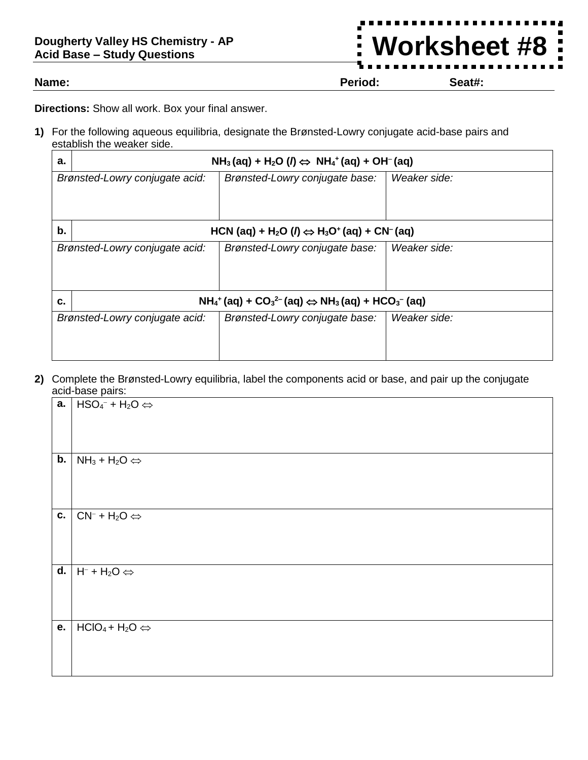**Dougherty Valley HS Chemistry - AP**
**Acid Base – Study Questions**

# Worksheet #8

**Name:** **Period:** **Seat#:**

**Directions:** Show all work. Box your final answer.

**1)** For the following aqueous equilibria, designate the Brønsted-Lowry conjugate acid-base pairs and establish the weaker side.

| **a.** | **$NH_3$ (aq) + $H_2O$ (*l*) ⇔ $NH_4^+$ (aq) + $OH^-$ (aq)** | |
|---|---|---|
| *Brønsted-Lowry conjugate acid:* | *Brønsted-Lowry conjugate base:* | *Weaker side:* |
| **b.** | **HCN (aq) + $H_2O$ (*l*) ⇔ $H_3O^+$ (aq) + $CN^-$ (aq)** | |
| *Brønsted-Lowry conjugate acid:* | *Brønsted-Lowry conjugate base:* | *Weaker side:* |
| **c.** | **$NH_4^+$ (aq) + $CO_3^{2-}$ (aq) ⇔ $NH_3$ (aq) + $HCO_3^-$ (aq)** | |
| *Brønsted-Lowry conjugate acid:* | *Brønsted-Lowry conjugate base:* | *Weaker side:* |

**2)** Complete the Brønsted-Lowry equilibria, label the components acid or base, and pair up the conjugate acid-base pairs:

| | |
|---|---|
| **a.** | $HSO_4^-$ + $H_2O$ ⇔ |
| **b.** | $NH_3$ + $H_2O$ ⇔ |
| **c.** | $CN^-$ + $H_2O$ ⇔ |
| **d.** | $H^-$ + $H_2O$ ⇔ |
| **e.** | $HClO_4$ + $H_2O$ ⇔ |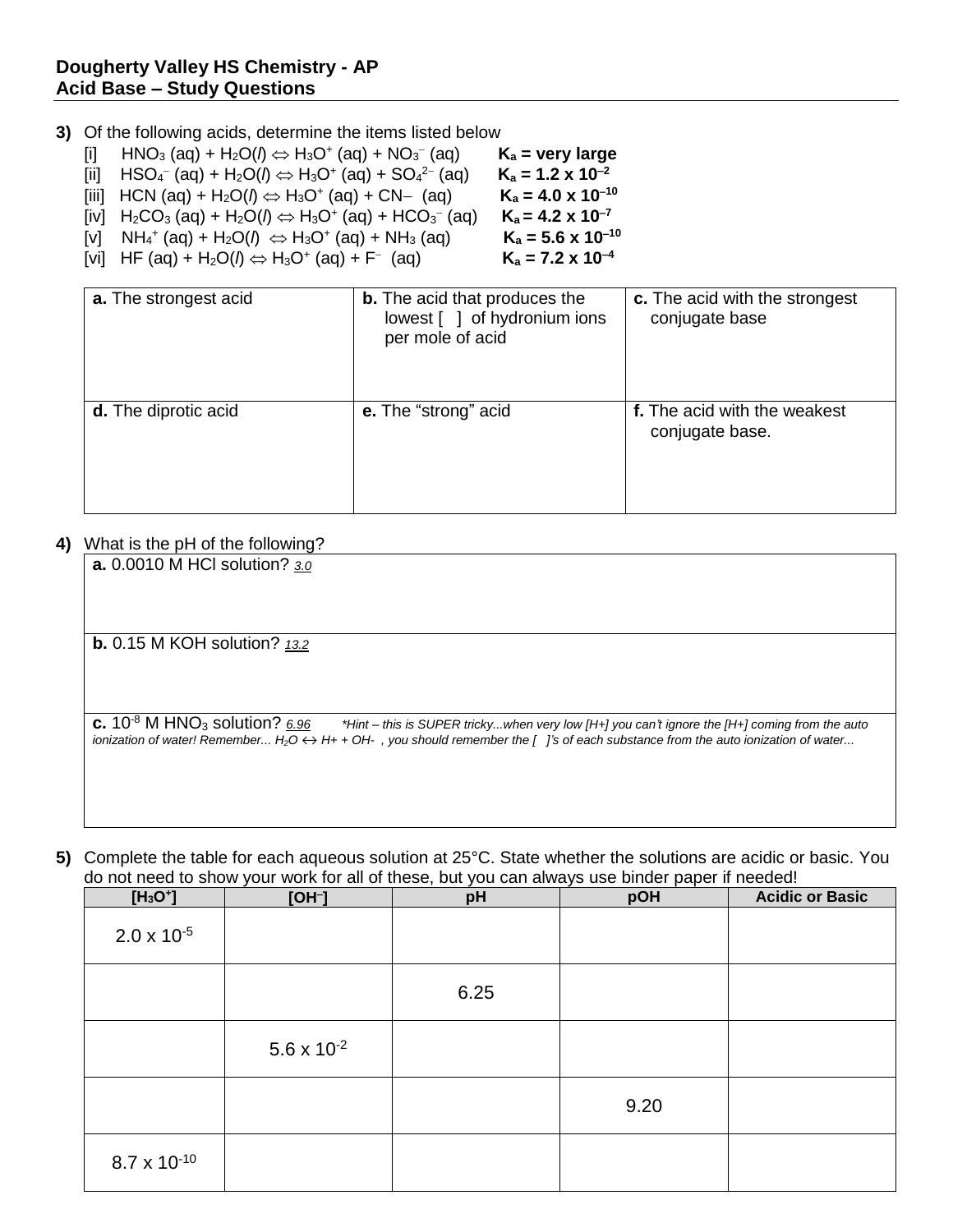**Dougherty Valley HS Chemistry - AP**
**Acid Base – Study Questions**

**3)** Of the following acids, determine the items listed below

[i] $HNO_3$ (aq) + $H_2O(l) \Leftrightarrow H_3O^+$ (aq) + $NO_3^-$ (aq) **$K_a$ = very large**

[ii] $HSO_4^-$ (aq) + $H_2O(l) \Leftrightarrow H_3O^+$ (aq) + $SO_4^{2-}$ (aq) **$K_a = 1.2 \times 10^{-2}$**

[iii] HCN (aq) + $H_2O(l) \Leftrightarrow H_3O^+$ (aq) + $CN^-$ (aq) **$K_a = 4.0 \times 10^{-10}$**

[iv] $H_2CO_3$ (aq) + $H_2O(l) \Leftrightarrow H_3O^+$ (aq) + $HCO_3^-$ (aq) **$K_a = 4.2 \times 10^{-7}$**

[v] $NH_4^+$ (aq) + $H_2O(l) \Leftrightarrow H_3O^+$ (aq) + $NH_3$ (aq) **$K_a = 5.6 \times 10^{-10}$**

[vi] HF (aq) + $H_2O(l) \Leftrightarrow H_3O^+$ (aq) + $F^-$ (aq) **$K_a = 7.2 \times 10^{-4}$**

| **a.** The strongest acid | **b.** The acid that produces the lowest [ ] of hydronium ions per mole of acid | **c.** The acid with the strongest conjugate base |
|---|---|---|
| **d.** The diprotic acid | **e.** The "strong" acid | **f.** The acid with the weakest conjugate base. |

**4)** What is the pH of the following?

**a.** 0.0010 M HCl solution? *3.0*

**b.** 0.15 M KOH solution? *13.2*

**c.** $10^{-8}$ M $HNO_3$ solution? *6.96* *\*Hint – this is SUPER tricky...when very low [H+] you can't ignore the [H+] coming from the auto ionization of water! Remember... $H_2O \leftrightarrow H^+ + OH^-$ , you should remember the [ ]'s of each substance from the auto ionization of water...*

**5)** Complete the table for each aqueous solution at 25°C. State whether the solutions are acidic or basic. You do not need to show your work for all of these, but you can always use binder paper if needed!

| $[H_3O^+]$ | $[OH^-]$ | pH | pOH | Acidic or Basic |
|---|---|---|---|---|
| $2.0 \times 10^{-5}$ | | | | |
| | | 6.25 | | |
| | $5.6 \times 10^{-2}$ | | | |
| | | | 9.20 | |
| $8.7 \times 10^{-10}$ | | | | |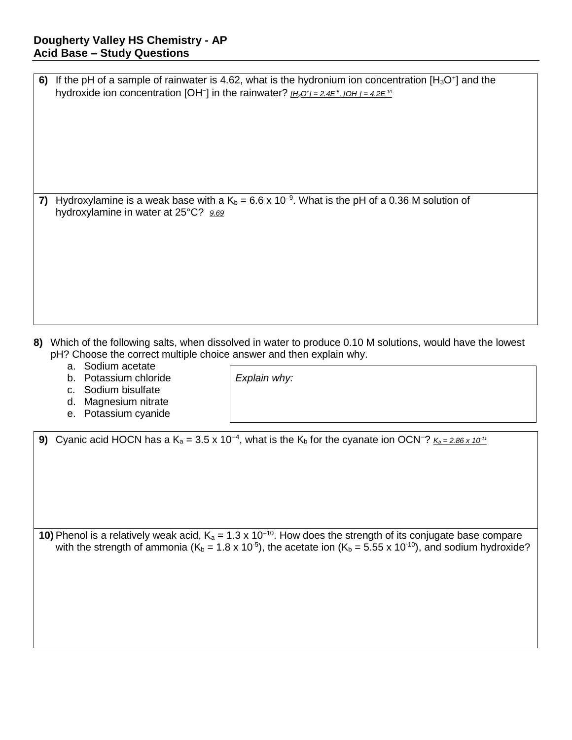**Dougherty Valley HS Chemistry - AP**
**Acid Base – Study Questions**

**6)** If the pH of a sample of rainwater is 4.62, what is the hydronium ion concentration $[H_3O^+]$ and the hydroxide ion concentration $[OH^-]$ in the rainwater? *$[H_3O^+] = 2.4E^{-5}$, $[OH^-] = 4.2E^{-10}$*

**7)** Hydroxylamine is a weak base with a $K_b = 6.6 \times 10^{-9}$. What is the pH of a 0.36 M solution of hydroxylamine in water at 25°C? *9.69*

**8)** Which of the following salts, when dissolved in water to produce 0.10 M solutions, would have the lowest pH? Choose the correct multiple choice answer and then explain why.

a. Sodium acetate
b. Potassium chloride
c. Sodium bisulfate
d. Magnesium nitrate
e. Potassium cyanide

*Explain why:*

**9)** Cyanic acid HOCN has a $K_a = 3.5 \times 10^{-4}$, what is the $K_b$ for the cyanate ion $OCN^-$? *$K_b = 2.86 \times 10^{-11}$*

**10)** Phenol is a relatively weak acid, $K_a = 1.3 \times 10^{-10}$. How does the strength of its conjugate base compare with the strength of ammonia ($K_b = 1.8 \times 10^{-5}$), the acetate ion ($K_b = 5.55 \times 10^{-10}$), and sodium hydroxide?